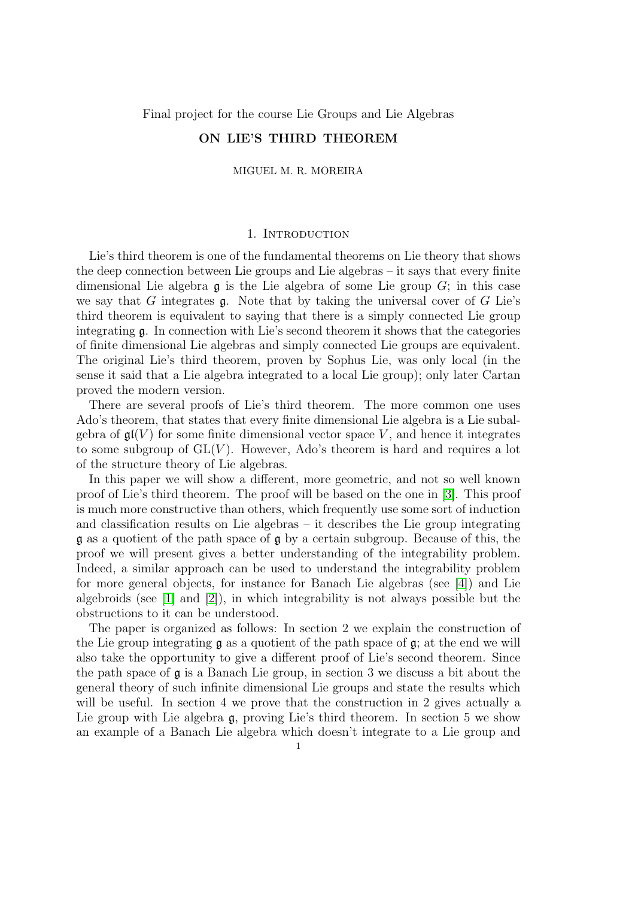Final project for the course Lie Groups and Lie Algebras

# ON LIE'S THIRD THEOREM

MIGUEL M. R. MOREIRA

## 1. Introduction

Lie's third theorem is one of the fundamental theorems on Lie theory that shows the deep connection between Lie groups and Lie algebras – it says that every finite dimensional Lie algebra $\mathfrak{g}$ is the Lie algebra of some Lie group $G$; in this case we say that $G$ integrates $\mathfrak{g}$. Note that by taking the universal cover of $G$ Lie's third theorem is equivalent to saying that there is a simply connected Lie group integrating $\mathfrak{g}$. In connection with Lie's second theorem it shows that the categories of finite dimensional Lie algebras and simply connected Lie groups are equivalent. The original Lie's third theorem, proven by Sophus Lie, was only local (in the sense it said that a Lie algebra integrated to a local Lie group); only later Cartan proved the modern version.

There are several proofs of Lie's third theorem. The more common one uses Ado's theorem, that states that every finite dimensional Lie algebra is a Lie subalgebra of $\mathfrak{gl}(V)$ for some finite dimensional vector space $V$, and hence it integrates to some subgroup of $\mathrm{GL}(V)$. However, Ado's theorem is hard and requires a lot of the structure theory of Lie algebras.

In this paper we will show a different, more geometric, and not so well known proof of Lie's third theorem. The proof will be based on the one in [3]. This proof is much more constructive than others, which frequently use some sort of induction and classification results on Lie algebras – it describes the Lie group integrating $\mathfrak{g}$ as a quotient of the path space of $\mathfrak{g}$ by a certain subgroup. Because of this, the proof we will present gives a better understanding of the integrability problem. Indeed, a similar approach can be used to understand the integrability problem for more general objects, for instance for Banach Lie algebras (see [4]) and Lie algebroids (see [1] and [2]), in which integrability is not always possible but the obstructions to it can be understood.

The paper is organized as follows: In section 2 we explain the construction of the Lie group integrating $\mathfrak{g}$ as a quotient of the path space of $\mathfrak{g}$; at the end we will also take the opportunity to give a different proof of Lie's second theorem. Since the path space of $\mathfrak{g}$ is a Banach Lie group, in section 3 we discuss a bit about the general theory of such infinite dimensional Lie groups and state the results which will be useful. In section 4 we prove that the construction in 2 gives actually a Lie group with Lie algebra $\mathfrak{g}$, proving Lie's third theorem. In section 5 we show an example of a Banach Lie algebra which doesn't integrate to a Lie group and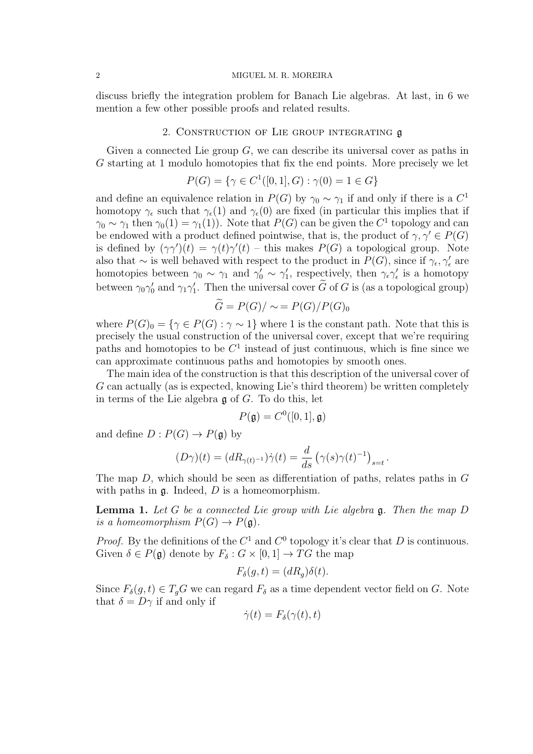discuss briefly the integration problem for Banach Lie algebras. At last, in 6 we mention a few other possible proofs and related results.

## 2. Construction of Lie group integrating $\mathfrak{g}$

Given a connected Lie group $G$, we can describe its universal cover as paths in $G$ starting at 1 modulo homotopies that fix the end points. More precisely we let

$$P(G) = \{\gamma \in C^1([0,1], G) : \gamma(0) = 1 \in G\}$$

and define an equivalence relation in $P(G)$ by $\gamma_0 \sim \gamma_1$ if and only if there is a $C^1$ homotopy $\gamma_\epsilon$ such that $\gamma_\epsilon(1)$ and $\gamma_\epsilon(0)$ are fixed (in particular this implies that if $\gamma_0 \sim \gamma_1$ then $\gamma_0(1) = \gamma_1(1)$). Note that $P(G)$ can be given the $C^1$ topology and can be endowed with a product defined pointwise, that is, the product of $\gamma, \gamma' \in P(G)$ is defined by $(\gamma\gamma')(t) = \gamma(t)\gamma'(t)$ – this makes $P(G)$ a topological group. Note also that $\sim$ is well behaved with respect to the product in $P(G)$, since if $\gamma_\epsilon, \gamma'_\epsilon$ are homotopies between $\gamma_0 \sim \gamma_1$ and $\gamma'_0 \sim \gamma'_1$, respectively, then $\gamma_\epsilon\gamma'_\epsilon$ is a homotopy between $\gamma_0\gamma'_0$ and $\gamma_1\gamma'_1$. Then the universal cover $\widetilde{G}$ of $G$ is (as a topological group)

$$\widetilde{G} = P(G)/\sim = P(G)/P(G)_0$$

where $P(G)_0 = \{\gamma \in P(G) : \gamma \sim 1\}$ where 1 is the constant path. Note that this is precisely the usual construction of the universal cover, except that we're requiring paths and homotopies to be $C^1$ instead of just continuous, which is fine since we can approximate continuous paths and homotopies by smooth ones.

The main idea of the construction is that this description of the universal cover of $G$ can actually (as is expected, knowing Lie's third theorem) be written completely in terms of the Lie algebra $\mathfrak{g}$ of $G$. To do this, let

$$P(\mathfrak{g}) = C^0([0,1], \mathfrak{g})$$

and define $D : P(G) \to P(\mathfrak{g})$ by

$$(D\gamma)(t) = (dR_{\gamma(t)^{-1}})\dot{\gamma}(t) = \frac{d}{ds}\left(\gamma(s)\gamma(t)^{-1}\right)_{s=t}.$$

The map $D$, which should be seen as differentiation of paths, relates paths in $G$ with paths in $\mathfrak{g}$. Indeed, $D$ is a homeomorphism.

**Lemma 1.** *Let $G$ be a connected Lie group with Lie algebra $\mathfrak{g}$. Then the map $D$ is a homeomorphism $P(G) \to P(\mathfrak{g})$.*

*Proof.* By the definitions of the $C^1$ and $C^0$ topology it's clear that $D$ is continuous. Given $\delta \in P(\mathfrak{g})$ denote by $F_\delta : G \times [0,1] \to TG$ the map

$$F_\delta(g,t) = (dR_g)\delta(t).$$

Since $F_\delta(g,t) \in T_gG$ we can regard $F_\delta$ as a time dependent vector field on $G$. Note that $\delta = D\gamma$ if and only if

$$\dot{\gamma}(t) = F_\delta(\gamma(t), t)$$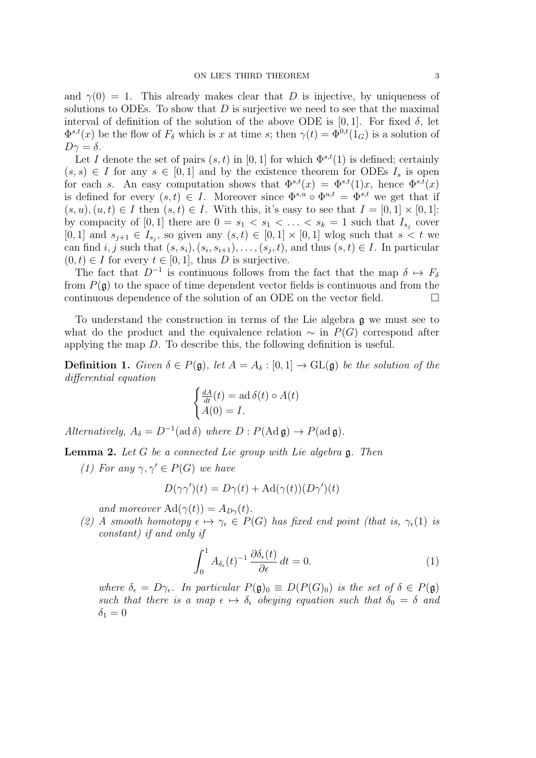and $\gamma(0) = 1$. This already makes clear that $D$ is injective, by uniqueness of solutions to ODEs. To show that $D$ is surjective we need to see that the maximal interval of definition of the solution of the above ODE is $[0,1]$. For fixed $\delta$, let $\Phi^{s,t}(x)$ be the flow of $F_\delta$ which is $x$ at time $s$; then $\gamma(t) = \Phi^{0,t}(1_G)$ is a solution of $D\gamma = \delta$.

Let $I$ denote the set of pairs $(s,t)$ in $[0,1]$ for which $\Phi^{s,t}(1)$ is defined; certainly $(s,s) \in I$ for any $s \in [0,1]$ and by the existence theorem for ODEs $I_s$ is open for each $s$. An easy computation shows that $\Phi^{s,t}(x) = \Phi^{s,t}(1)x$, hence $\Phi^{s,t}(x)$ is defined for every $(s,t) \in I$. Moreover since $\Phi^{s,u} \circ \Phi^{u,t} = \Phi^{s,t}$ we get that if $(s,u),(u,t) \in I$ then $(s,t) \in I$. With this, it's easy to see that $I = [0,1] \times [0,1]$: by compacity of $[0,1]$ there are $0 = s_1 < s_1 < \ldots < s_k = 1$ such that $I_{s_j}$ cover $[0,1]$ and $s_{j+1} \in I_{s_j}$, so given any $(s,t) \in [0,1] \times [0,1]$ wlog such that $s < t$ we can find $i,j$ such that $(s,s_i),(s_i,s_{i+1}),\ldots,(s_j,t)$, and thus $(s,t) \in I$. In particular $(0,t) \in I$ for every $t \in [0,1]$, thus $D$ is surjective.

The fact that $D^{-1}$ is continuous follows from the fact that the map $\delta \mapsto F_\delta$ from $P(\mathfrak{g})$ to the space of time dependent vector fields is continuous and from the continuous dependence of the solution of an ODE on the vector field. □

To understand the construction in terms of the Lie algebra $\mathfrak{g}$ we must see to what do the product and the equivalence relation $\sim$ in $P(G)$ correspond after applying the map $D$. To describe this, the following definition is useful.

**Definition 1.** *Given $\delta \in P(\mathfrak{g})$, let $A = A_\delta : [0,1] \to \mathrm{GL}(\mathfrak{g})$ be the solution of the differential equation*

$$\begin{cases} \frac{dA}{dt}(t) = \operatorname{ad}\delta(t) \circ A(t) \\ A(0) = I. \end{cases}$$

*Alternatively, $A_\delta = D^{-1}(\operatorname{ad}\delta)$ where $D : P(\operatorname{Ad}\mathfrak{g}) \to P(\operatorname{ad}\mathfrak{g})$.*

**Lemma 2.** *Let $G$ be a connected Lie group with Lie algebra $\mathfrak{g}$. Then*

1. *For any $\gamma, \gamma' \in P(G)$ we have*

$$D(\gamma\gamma')(t) = D\gamma(t) + \operatorname{Ad}(\gamma(t))(D\gamma')(t)$$

   *and moreover $\operatorname{Ad}(\gamma(t)) = A_{D\gamma}(t)$.*

2. *A smooth homotopy $\epsilon \mapsto \gamma_\epsilon \in P(G)$ has fixed end point (that is, $\gamma_\epsilon(1)$ is constant) if and only if*

$$\int_0^1 A_{\delta_\epsilon}(t)^{-1} \frac{\partial \delta_\epsilon(t)}{\partial \epsilon}\, dt = 0. \tag{1}$$

   *where $\delta_\epsilon = D\gamma_\epsilon$. In particular $P(\mathfrak{g})_0 \equiv D(P(G)_0)$ is the set of $\delta \in P(\mathfrak{g})$ such that there is a map $\epsilon \mapsto \delta_\epsilon$ obeying equation such that $\delta_0 = \delta$ and $\delta_1 = 0$*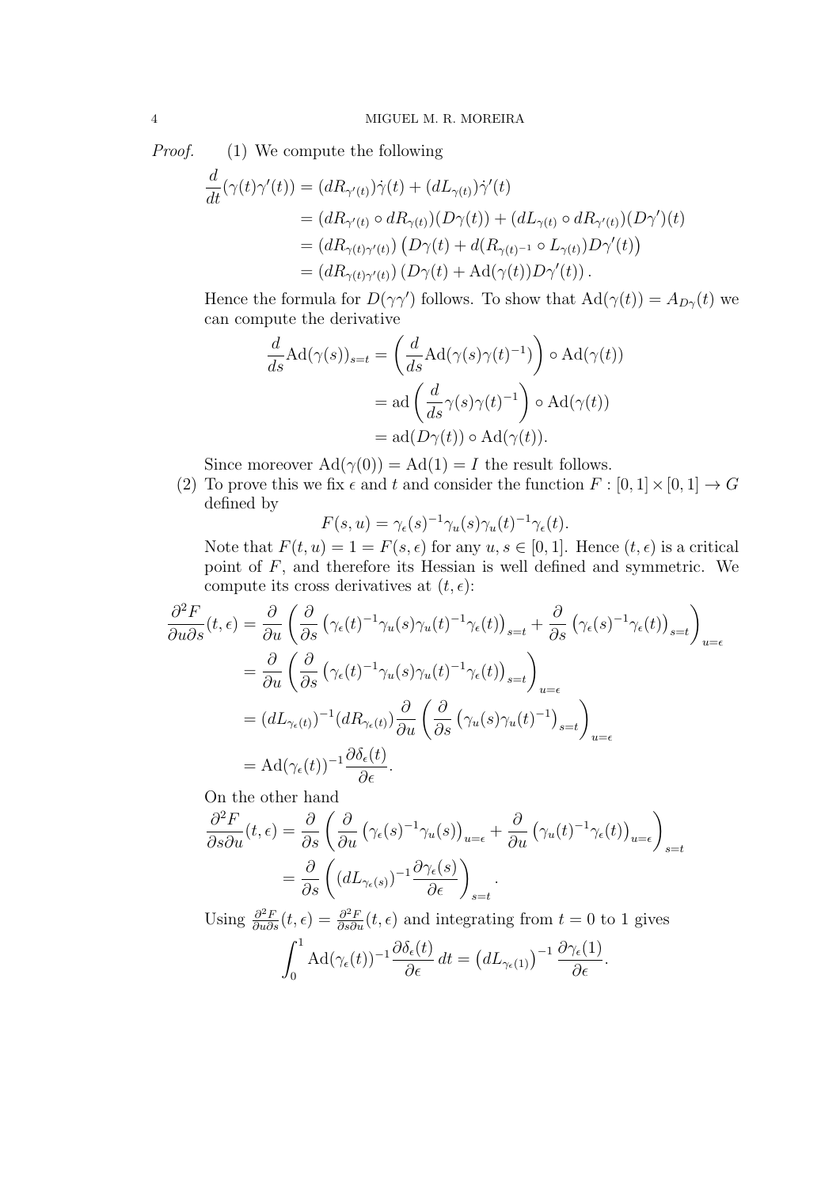*Proof.* (1) We compute the following

$$
\begin{aligned}
\frac{d}{dt}(\gamma(t)\gamma'(t)) &= (dR_{\gamma'(t)})\dot{\gamma}(t) + (dL_{\gamma(t)})\dot{\gamma}'(t) \\
&= (dR_{\gamma'(t)} \circ dR_{\gamma(t)})(D\gamma(t)) + (dL_{\gamma(t)} \circ dR_{\gamma'(t)})(D\gamma')(t) \\
&= (dR_{\gamma(t)\gamma'(t)})\left(D\gamma(t) + d(R_{\gamma(t)^{-1}} \circ L_{\gamma(t)})D\gamma'(t)\right) \\
&= (dR_{\gamma(t)\gamma'(t)})\left(D\gamma(t) + \mathrm{Ad}(\gamma(t))D\gamma'(t)\right).
\end{aligned}
$$

Hence the formula for $D(\gamma\gamma')$ follows. To show that $\mathrm{Ad}(\gamma(t)) = A_{D\gamma}(t)$ we can compute the derivative

$$
\begin{aligned}
\frac{d}{ds}\mathrm{Ad}(\gamma(s))_{s=t} &= \left(\frac{d}{ds}\mathrm{Ad}(\gamma(s)\gamma(t)^{-1})\right) \circ \mathrm{Ad}(\gamma(t)) \\
&= \mathrm{ad}\left(\frac{d}{ds}\gamma(s)\gamma(t)^{-1}\right) \circ \mathrm{Ad}(\gamma(t)) \\
&= \mathrm{ad}(D\gamma(t)) \circ \mathrm{Ad}(\gamma(t)).
\end{aligned}
$$

Since moreover $\mathrm{Ad}(\gamma(0)) = \mathrm{Ad}(1) = I$ the result follows.

(2) To prove this we fix $\epsilon$ and $t$ and consider the function $F : [0,1] \times [0,1] \to G$ defined by

$$
F(s,u) = \gamma_\epsilon(s)^{-1}\gamma_u(s)\gamma_u(t)^{-1}\gamma_\epsilon(t).
$$

Note that $F(t,u) = 1 = F(s,\epsilon)$ for any $u, s \in [0,1]$. Hence $(t,\epsilon)$ is a critical point of $F$, and therefore its Hessian is well defined and symmetric. We compute its cross derivatives at $(t,\epsilon)$:

$$
\begin{aligned}
\frac{\partial^2 F}{\partial u \partial s}(t,\epsilon) &= \frac{\partial}{\partial u}\left(\frac{\partial}{\partial s}\left(\gamma_\epsilon(t)^{-1}\gamma_u(s)\gamma_u(t)^{-1}\gamma_\epsilon(t)\right)_{s=t} + \frac{\partial}{\partial s}\left(\gamma_\epsilon(s)^{-1}\gamma_\epsilon(t)\right)_{s=t}\right)_{u=\epsilon} \\
&= \frac{\partial}{\partial u}\left(\frac{\partial}{\partial s}\left(\gamma_\epsilon(t)^{-1}\gamma_u(s)\gamma_u(t)^{-1}\gamma_\epsilon(t)\right)_{s=t}\right)_{u=\epsilon} \\
&= (dL_{\gamma_\epsilon(t)})^{-1}(dR_{\gamma_\epsilon(t)})\frac{\partial}{\partial u}\left(\frac{\partial}{\partial s}\left(\gamma_u(s)\gamma_u(t)^{-1}\right)_{s=t}\right)_{u=\epsilon} \\
&= \mathrm{Ad}(\gamma_\epsilon(t))^{-1}\frac{\partial \delta_\epsilon(t)}{\partial \epsilon}.
\end{aligned}
$$

On the other hand

$$
\begin{aligned}
\frac{\partial^2 F}{\partial s \partial u}(t,\epsilon) &= \frac{\partial}{\partial s}\left(\frac{\partial}{\partial u}\left(\gamma_\epsilon(s)^{-1}\gamma_u(s)\right)_{u=\epsilon} + \frac{\partial}{\partial u}\left(\gamma_u(t)^{-1}\gamma_\epsilon(t)\right)_{u=\epsilon}\right)_{s=t} \\
&= \frac{\partial}{\partial s}\left((dL_{\gamma_\epsilon(s)})^{-1}\frac{\partial \gamma_\epsilon(s)}{\partial \epsilon}\right)_{s=t}.
\end{aligned}
$$

Using $\frac{\partial^2 F}{\partial u \partial s}(t,\epsilon) = \frac{\partial^2 F}{\partial s \partial u}(t,\epsilon)$ and integrating from $t = 0$ to $1$ gives

$$
\int_0^1 \mathrm{Ad}(\gamma_\epsilon(t))^{-1}\frac{\partial \delta_\epsilon(t)}{\partial \epsilon}\, dt = \left(dL_{\gamma_\epsilon(1)}\right)^{-1}\frac{\partial \gamma_\epsilon(1)}{\partial \epsilon}.
$$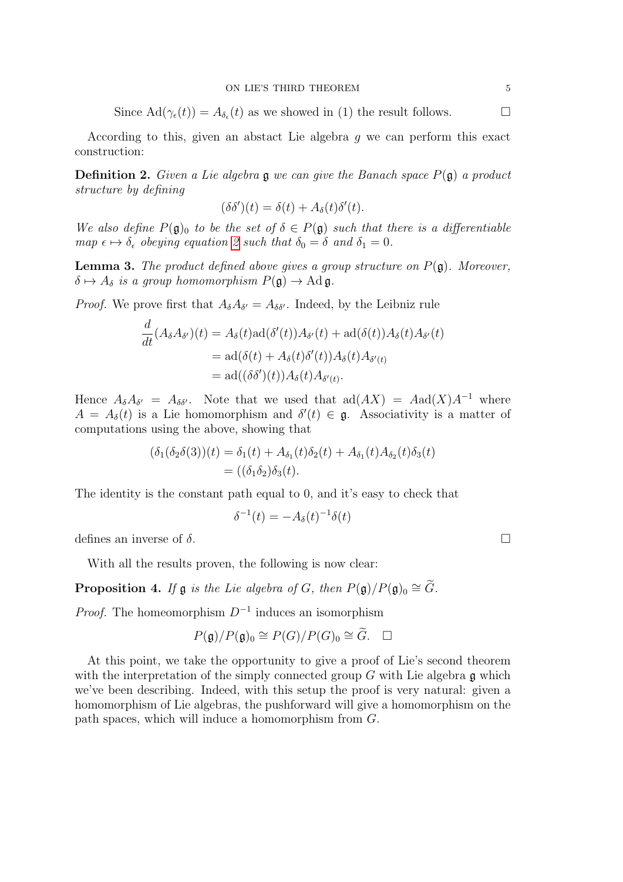Since $\mathrm{Ad}(\gamma_\epsilon(t)) = A_{\delta_\epsilon}(t)$ as we showed in (1) the result follows. $\square$

According to this, given an abstact Lie algebra $g$ we can perform this exact construction:

**Definition 2.** *Given a Lie algebra $\mathfrak{g}$ we can give the Banach space $P(\mathfrak{g})$ a product structure by defining*

$$(\delta\delta')(t) = \delta(t) + A_\delta(t)\delta'(t).$$

*We also define $P(\mathfrak{g})_0$ to be the set of $\delta \in P(\mathfrak{g})$ such that there is a differentiable map $\epsilon \mapsto \delta_\epsilon$ obeying equation 2 such that $\delta_0 = \delta$ and $\delta_1 = 0$.*

**Lemma 3.** *The product defined above gives a group structure on $P(\mathfrak{g})$. Moreover, $\delta \mapsto A_\delta$ is a group homomorphism $P(\mathfrak{g}) \to \mathrm{Ad}\,\mathfrak{g}$.*

*Proof.* We prove first that $A_\delta A_{\delta'} = A_{\delta\delta'}$. Indeed, by the Leibniz rule

$$\begin{aligned}
\frac{d}{dt}(A_\delta A_{\delta'})(t) &= A_\delta(t)\mathrm{ad}(\delta'(t))A_{\delta'}(t) + \mathrm{ad}(\delta(t))A_\delta(t)A_{\delta'}(t) \\
&= \mathrm{ad}(\delta(t) + A_\delta(t)\delta'(t))A_\delta(t)A_{\delta'(t)} \\
&= \mathrm{ad}((\delta\delta')(t))A_\delta(t)A_{\delta'(t)}.
\end{aligned}$$

Hence $A_\delta A_{\delta'} = A_{\delta\delta'}$. Note that we used that $\mathrm{ad}(AX) = A\mathrm{ad}(X)A^{-1}$ where $A = A_\delta(t)$ is a Lie homomorphism and $\delta'(t) \in \mathfrak{g}$. Associativity is a matter of computations using the above, showing that

$$\begin{aligned}
(\delta_1(\delta_2\delta(3))(t) &= \delta_1(t) + A_{\delta_1}(t)\delta_2(t) + A_{\delta_1}(t)A_{\delta_2}(t)\delta_3(t) \\
&= ((\delta_1\delta_2)\delta_3(t).
\end{aligned}$$

The identity is the constant path equal to 0, and it's easy to check that

$$\delta^{-1}(t) = -A_\delta(t)^{-1}\delta(t)$$

defines an inverse of $\delta$. $\square$

With all the results proven, the following is now clear:

**Proposition 4.** *If $\mathfrak{g}$ is the Lie algebra of $G$, then $P(\mathfrak{g})/P(\mathfrak{g})_0 \cong \widetilde{G}$.*

*Proof.* The homeomorphism $D^{-1}$ induces an isomorphism

$$P(\mathfrak{g})/P(\mathfrak{g})_0 \cong P(G)/P(G)_0 \cong \widetilde{G}. \quad \square$$

At this point, we take the opportunity to give a proof of Lie's second theorem with the interpretation of the simply connected group $G$ with Lie algebra $\mathfrak{g}$ which we've been describing. Indeed, with this setup the proof is very natural: given a homomorphism of Lie algebras, the pushforward will give a homomorphism on the path spaces, which will induce a homomorphism from $G$.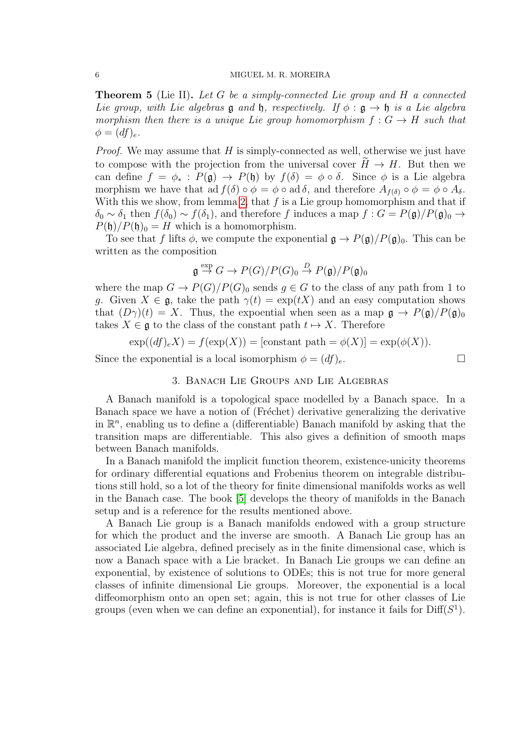**Theorem 5** (Lie II)**.** *Let $G$ be a simply-connected Lie group and $H$ a connected Lie group, with Lie algebras $\mathfrak{g}$ and $\mathfrak{h}$, respectively. If $\phi : \mathfrak{g} \to \mathfrak{h}$ is a Lie algebra morphism then there is a unique Lie group homomorphism $f : G \to H$ such that $\phi = (df)_e$.*

*Proof.* We may assume that $H$ is simply-connected as well, otherwise we just have to compose with the projection from the universal cover $\widetilde{H} \to H$. But then we can define $f = \phi_* : P(\mathfrak{g}) \to P(\mathfrak{h})$ by $f(\delta) = \phi \circ \delta$. Since $\phi$ is a Lie algebra morphism we have that $\operatorname{ad} f(\delta) \circ \phi = \phi \circ \operatorname{ad} \delta$, and therefore $A_{f(\delta)} \circ \phi = \phi \circ A_\delta$. With this we show, from lemma 2, that $f$ is a Lie group homomorphism and that if $\delta_0 \sim \delta_1$ then $f(\delta_0) \sim f(\delta_1)$, and therefore $f$ induces a map $f : G = P(\mathfrak{g})/P(\mathfrak{g})_0 \to P(\mathfrak{h})/P(\mathfrak{h})_0 = H$ which is a homomorphism.

To see that $f$ lifts $\phi$, we compute the exponential $\mathfrak{g} \to P(\mathfrak{g})/P(\mathfrak{g})_0$. This can be written as the composition

$$\mathfrak{g} \overset{\exp}{\to} G \to P(G)/P(G)_0 \overset{D}{\to} P(\mathfrak{g})/P(\mathfrak{g})_0$$

where the map $G \to P(G)/P(G)_0$ sends $g \in G$ to the class of any path from 1 to $g$. Given $X \in \mathfrak{g}$, take the path $\gamma(t) = \exp(tX)$ and an easy computation shows that $(D\gamma)(t) = X$. Thus, the expoential when seen as a map $\mathfrak{g} \to P(\mathfrak{g})/P(\mathfrak{g})_0$ takes $X \in \mathfrak{g}$ to the class of the constant path $t \mapsto X$. Therefore

$$\exp((df)_e X) = f(\exp(X)) = [\text{constant path} = \phi(X)] = \exp(\phi(X)).$$

Since the exponential is a local isomorphism $\phi = (df)_e$. $\square$

## 3. Banach Lie Groups and Lie Algebras

A Banach manifold is a topological space modelled by a Banach space. In a Banach space we have a notion of (Fréchet) derivative generalizing the derivative in $\mathbb{R}^n$, enabling us to define a (differentiable) Banach manifold by asking that the transition maps are differentiable. This also gives a definition of smooth maps between Banach manifolds.

In a Banach manifold the implicit function theorem, existence-unicity theorems for ordinary differential equations and Frobenius theorem on integrable distributions still hold, so a lot of the theory for finite dimensional manifolds works as well in the Banach case. The book [5] develops the theory of manifolds in the Banach setup and is a reference for the results mentioned above.

A Banach Lie group is a Banach manifolds endowed with a group structure for which the product and the inverse are smooth. A Banach Lie group has an associated Lie algebra, defined precisely as in the finite dimensional case, which is now a Banach space with a Lie bracket. In Banach Lie groups we can define an exponential, by existence of solutions to ODEs; this is not true for more general classes of infinite dimensional Lie groups. Moreover, the exponential is a local diffeomorphism onto an open set; again, this is not true for other classes of Lie groups (even when we can define an exponential), for instance it fails for $\mathrm{Diff}(S^1)$.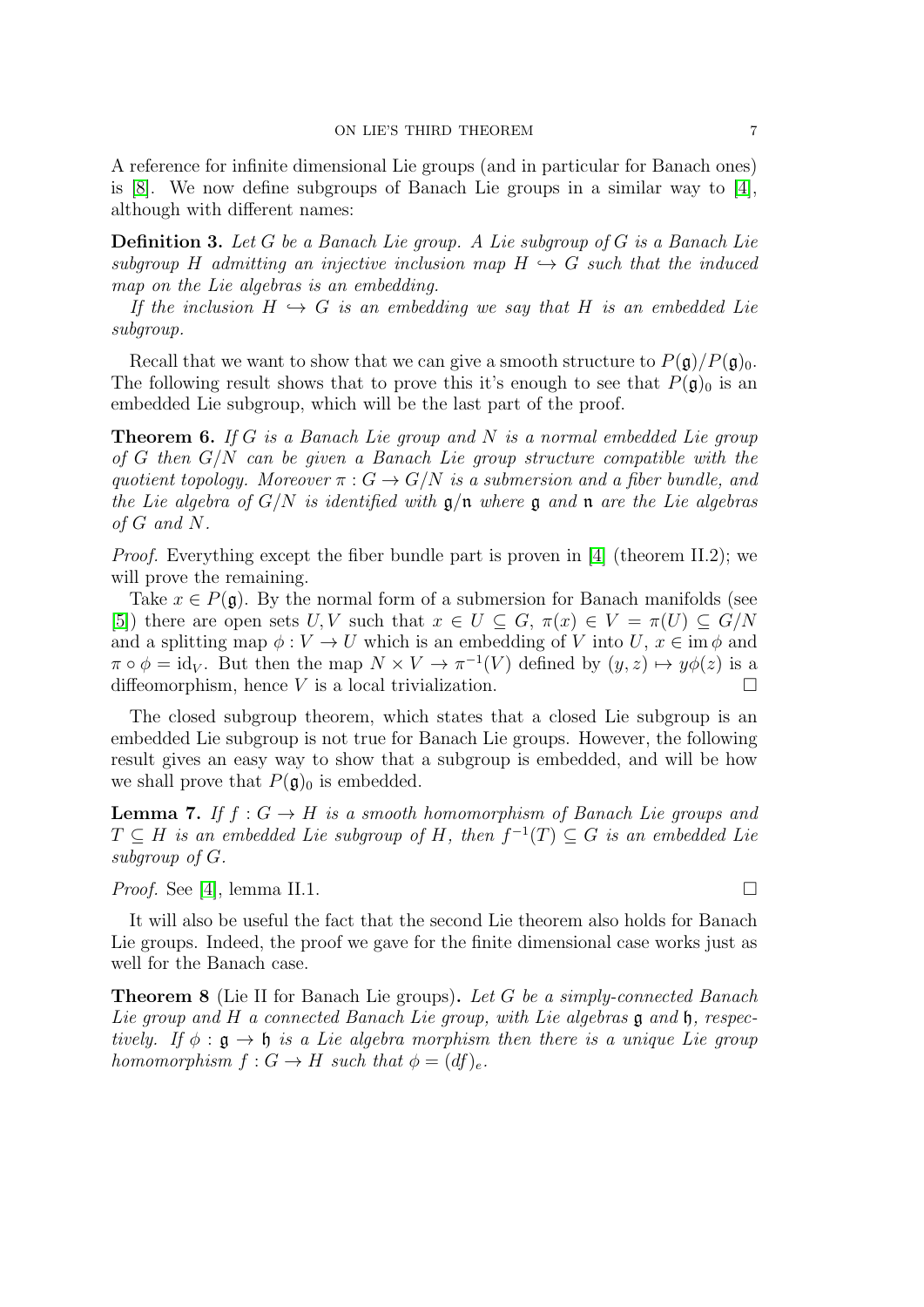A reference for infinite dimensional Lie groups (and in particular for Banach ones) is [8]. We now define subgroups of Banach Lie groups in a similar way to [4], although with different names:

**Definition 3.** *Let $G$ be a Banach Lie group. A Lie subgroup of $G$ is a Banach Lie subgroup $H$ admitting an injective inclusion map $H \hookrightarrow G$ such that the induced map on the Lie algebras is an embedding.*

*If the inclusion $H \hookrightarrow G$ is an embedding we say that $H$ is an embedded Lie subgroup.*

Recall that we want to show that we can give a smooth structure to $P(\mathfrak{g})/P(\mathfrak{g})_0$. The following result shows that to prove this it's enough to see that $P(\mathfrak{g})_0$ is an embedded Lie subgroup, which will be the last part of the proof.

**Theorem 6.** *If $G$ is a Banach Lie group and $N$ is a normal embedded Lie group of $G$ then $G/N$ can be given a Banach Lie group structure compatible with the quotient topology. Moreover $\pi : G \to G/N$ is a submersion and a fiber bundle, and the Lie algebra of $G/N$ is identified with $\mathfrak{g}/\mathfrak{n}$ where $\mathfrak{g}$ and $\mathfrak{n}$ are the Lie algebras of $G$ and $N$.*

*Proof.* Everything except the fiber bundle part is proven in [4] (theorem II.2); we will prove the remaining.

Take $x \in P(\mathfrak{g})$. By the normal form of a submersion for Banach manifolds (see [5]) there are open sets $U, V$ such that $x \in U \subseteq G$, $\pi(x) \in V = \pi(U) \subseteq G/N$ and a splitting map $\phi : V \to U$ which is an embedding of $V$ into $U$, $x \in \operatorname{im} \phi$ and $\pi \circ \phi = \mathrm{id}_V$. But then the map $N \times V \to \pi^{-1}(V)$ defined by $(y, z) \mapsto y\phi(z)$ is a diffeomorphism, hence $V$ is a local trivialization. □

The closed subgroup theorem, which states that a closed Lie subgroup is an embedded Lie subgroup is not true for Banach Lie groups. However, the following result gives an easy way to show that a subgroup is embedded, and will be how we shall prove that $P(\mathfrak{g})_0$ is embedded.

**Lemma 7.** *If $f : G \to H$ is a smooth homomorphism of Banach Lie groups and $T \subseteq H$ is an embedded Lie subgroup of $H$, then $f^{-1}(T) \subseteq G$ is an embedded Lie subgroup of $G$.*

*Proof.* See [4], lemma II.1. □

It will also be useful the fact that the second Lie theorem also holds for Banach Lie groups. Indeed, the proof we gave for the finite dimensional case works just as well for the Banach case.

**Theorem 8** (Lie II for Banach Lie groups)**.** *Let $G$ be a simply-connected Banach Lie group and $H$ a connected Banach Lie group, with Lie algebras $\mathfrak{g}$ and $\mathfrak{h}$, respectively. If $\phi : \mathfrak{g} \to \mathfrak{h}$ is a Lie algebra morphism then there is a unique Lie group homomorphism $f : G \to H$ such that $\phi = (df)_e$.*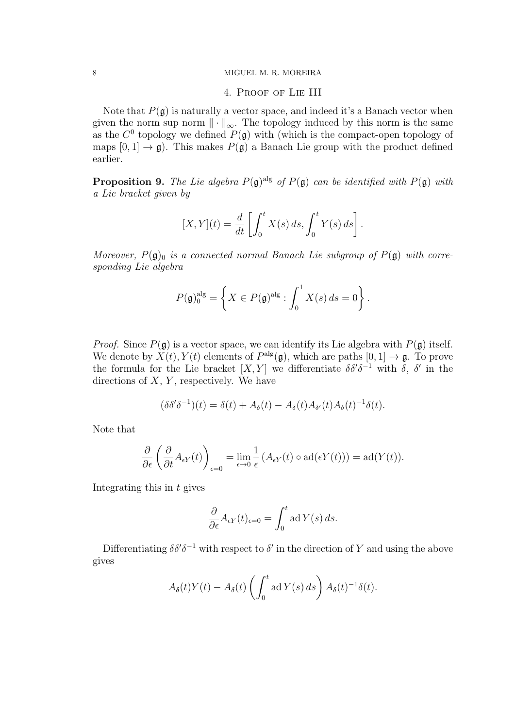## 4. Proof of Lie III

Note that $P(\mathfrak{g})$ is naturally a vector space, and indeed it's a Banach vector when given the norm sup norm $\|\cdot\|_\infty$. The topology induced by this norm is the same as the $C^0$ topology we defined $P(\mathfrak{g})$ with (which is the compact-open topology of maps $[0,1] \to \mathfrak{g}$). This makes $P(\mathfrak{g})$ a Banach Lie group with the product defined earlier.

**Proposition 9.** *The Lie algebra $P(\mathfrak{g})^{\mathrm{alg}}$ of $P(\mathfrak{g})$ can be identified with $P(\mathfrak{g})$ with a Lie bracket given by*

$$[X,Y](t) = \frac{d}{dt}\left[\int_0^t X(s)\,ds, \int_0^t Y(s)\,ds\right].$$

*Moreover, $P(\mathfrak{g})_0$ is a connected normal Banach Lie subgroup of $P(\mathfrak{g})$ with corresponding Lie algebra*

$$P(\mathfrak{g})_0^{\mathrm{alg}} = \left\{X \in P(\mathfrak{g})^{\mathrm{alg}} : \int_0^1 X(s)\,ds = 0\right\}.$$

*Proof.* Since $P(\mathfrak{g})$ is a vector space, we can identify its Lie algebra with $P(\mathfrak{g})$ itself. We denote by $X(t), Y(t)$ elements of $P^{\mathrm{alg}}(\mathfrak{g})$, which are paths $[0,1] \to \mathfrak{g}$. To prove the formula for the Lie bracket $[X,Y]$ we differentiate $\delta\delta'\delta^{-1}$ with $\delta$, $\delta'$ in the directions of $X$, $Y$, respectively. We have

$$(\delta\delta'\delta^{-1})(t) = \delta(t) + A_\delta(t) - A_\delta(t)A_{\delta'}(t)A_\delta(t)^{-1}\delta(t).$$

Note that

$$\frac{\partial}{\partial\epsilon}\left(\frac{\partial}{\partial t}A_{\epsilon Y}(t)\right)_{\epsilon=0} = \lim_{\epsilon\to 0}\frac{1}{\epsilon}\left(A_{\epsilon Y}(t)\circ \mathrm{ad}(\epsilon Y(t))\right) = \mathrm{ad}(Y(t)).$$

Integrating this in $t$ gives

$$\frac{\partial}{\partial\epsilon}A_{\epsilon Y}(t)_{\epsilon=0} = \int_0^t \mathrm{ad}\,Y(s)\,ds.$$

Differentiating $\delta\delta'\delta^{-1}$ with respect to $\delta'$ in the direction of $Y$ and using the above gives

$$A_\delta(t)Y(t) - A_\delta(t)\left(\int_0^t \mathrm{ad}\,Y(s)\,ds\right)A_\delta(t)^{-1}\delta(t).$$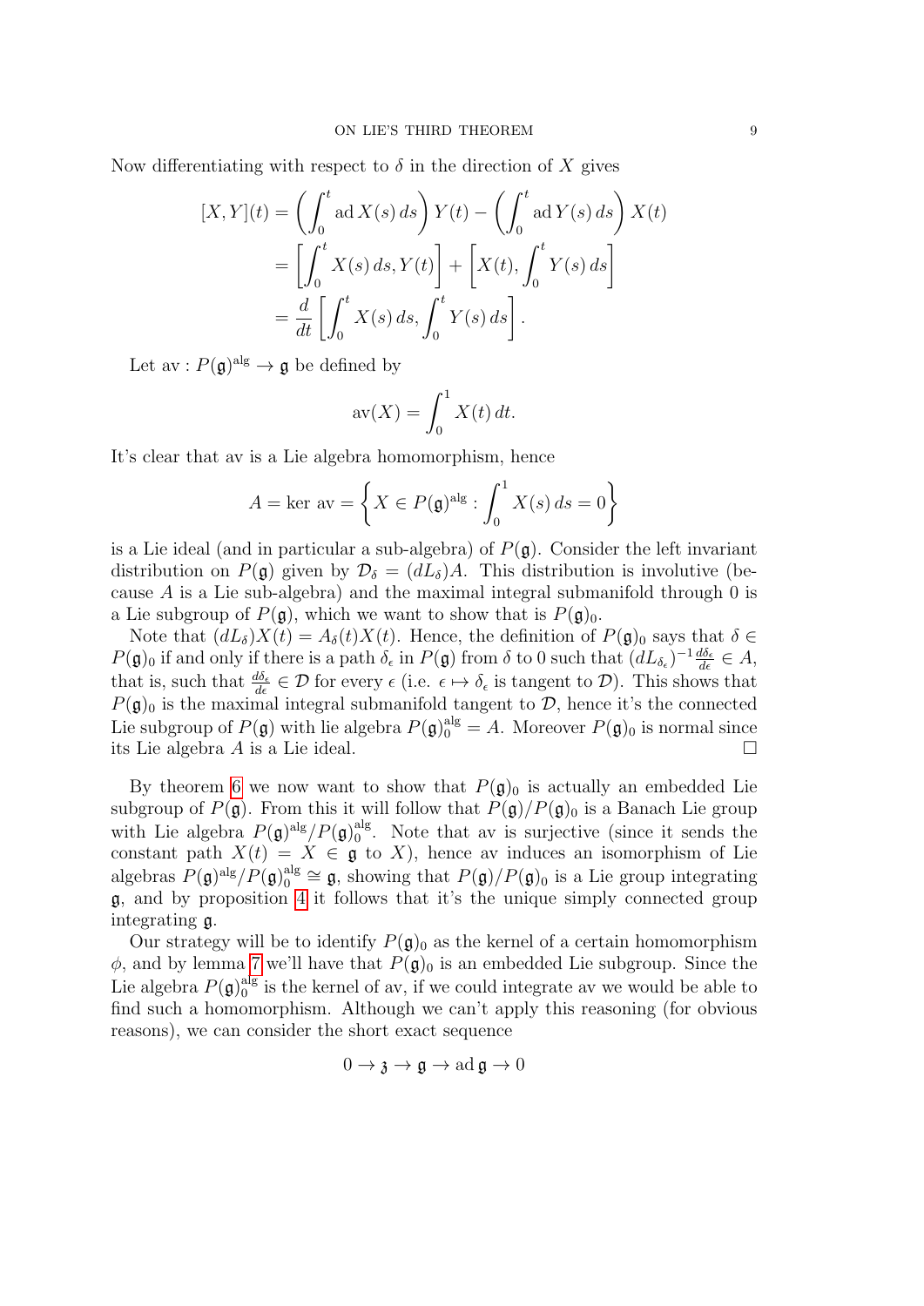Now differentiating with respect to $\delta$ in the direction of $X$ gives

$$
\begin{aligned}
[X,Y](t) &= \left(\int_0^t \operatorname{ad} X(s)\, ds\right) Y(t) - \left(\int_0^t \operatorname{ad} Y(s)\, ds\right) X(t) \\
&= \left[\int_0^t X(s)\, ds, Y(t)\right] + \left[X(t), \int_0^t Y(s)\, ds\right] \\
&= \frac{d}{dt}\left[\int_0^t X(s)\, ds, \int_0^t Y(s)\, ds\right].
\end{aligned}
$$

Let $\operatorname{av} : P(\mathfrak{g})^{\mathrm{alg}} \to \mathfrak{g}$ be defined by

$$
\operatorname{av}(X) = \int_0^1 X(t)\, dt.
$$

It's clear that av is a Lie algebra homomorphism, hence

$$
A = \ker \operatorname{av} = \left\{ X \in P(\mathfrak{g})^{\mathrm{alg}} : \int_0^1 X(s)\, ds = 0 \right\}
$$

is a Lie ideal (and in particular a sub-algebra) of $P(\mathfrak{g})$. Consider the left invariant distribution on $P(\mathfrak{g})$ given by $\mathcal{D}_\delta = (dL_\delta)A$. This distribution is involutive (because $A$ is a Lie sub-algebra) and the maximal integral submanifold through 0 is a Lie subgroup of $P(\mathfrak{g})$, which we want to show that is $P(\mathfrak{g})_0$.

Note that $(dL_\delta)X(t) = A_\delta(t)X(t)$. Hence, the definition of $P(\mathfrak{g})_0$ says that $\delta \in P(\mathfrak{g})_0$ if and only if there is a path $\delta_\epsilon$ in $P(\mathfrak{g})$ from $\delta$ to 0 such that $(dL_{\delta_\epsilon})^{-1}\frac{d\delta_\epsilon}{d\epsilon} \in A$, that is, such that $\frac{d\delta_\epsilon}{d\epsilon} \in \mathcal{D}$ for every $\epsilon$ (i.e. $\epsilon \mapsto \delta_\epsilon$ is tangent to $\mathcal{D}$). This shows that $P(\mathfrak{g})_0$ is the maximal integral submanifold tangent to $\mathcal{D}$, hence it's the connected Lie subgroup of $P(\mathfrak{g})$ with lie algebra $P(\mathfrak{g})_0^{\mathrm{alg}} = A$. Moreover $P(\mathfrak{g})_0$ is normal since its Lie algebra $A$ is a Lie ideal. $\square$

By theorem 6 we now want to show that $P(\mathfrak{g})_0$ is actually an embedded Lie subgroup of $P(\mathfrak{g})$. From this it will follow that $P(\mathfrak{g})/P(\mathfrak{g})_0$ is a Banach Lie group with Lie algebra $P(\mathfrak{g})^{\mathrm{alg}}/P(\mathfrak{g})_0^{\mathrm{alg}}$. Note that av is surjective (since it sends the constant path $X(t) = X \in \mathfrak{g}$ to $X$), hence av induces an isomorphism of Lie algebras $P(\mathfrak{g})^{\mathrm{alg}}/P(\mathfrak{g})_0^{\mathrm{alg}} \cong \mathfrak{g}$, showing that $P(\mathfrak{g})/P(\mathfrak{g})_0$ is a Lie group integrating $\mathfrak{g}$, and by proposition 4 it follows that it's the unique simply connected group integrating $\mathfrak{g}$.

Our strategy will be to identify $P(\mathfrak{g})_0$ as the kernel of a certain homomorphism $\phi$, and by lemma 7 we'll have that $P(\mathfrak{g})_0$ is an embedded Lie subgroup. Since the Lie algebra $P(\mathfrak{g})_0^{\mathrm{alg}}$ is the kernel of av, if we could integrate av we would be able to find such a homomorphism. Although we can't apply this reasoning (for obvious reasons), we can consider the short exact sequence

$$
0 \to \mathfrak{z} \to \mathfrak{g} \to \operatorname{ad}\mathfrak{g} \to 0
$$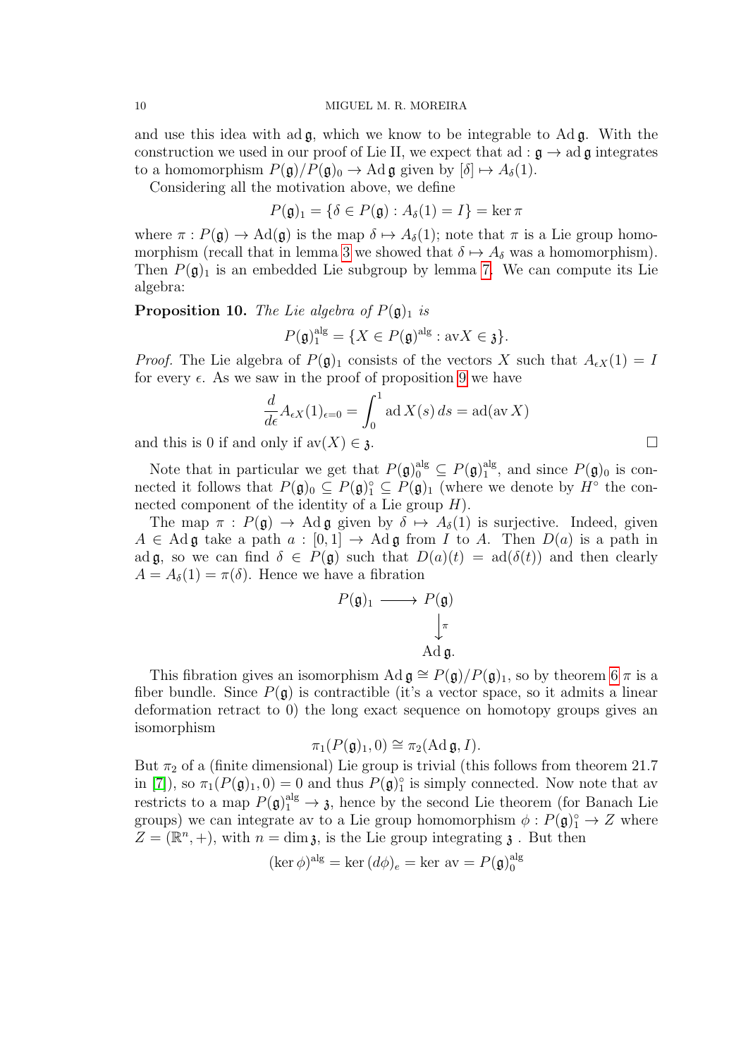and use this idea with $\operatorname{ad}\mathfrak{g}$, which we know to be integrable to $\operatorname{Ad}\mathfrak{g}$. With the construction we used in our proof of Lie II, we expect that $\operatorname{ad}: \mathfrak{g} \to \operatorname{ad}\mathfrak{g}$ integrates to a homomorphism $P(\mathfrak{g})/P(\mathfrak{g})_0 \to \operatorname{Ad}\mathfrak{g}$ given by $[\delta] \mapsto A_\delta(1)$.

Considering all the motivation above, we define

$$P(\mathfrak{g})_1 = \{\delta \in P(\mathfrak{g}) : A_\delta(1) = I\} = \ker \pi$$

where $\pi : P(\mathfrak{g}) \to \operatorname{Ad}(\mathfrak{g})$ is the map $\delta \mapsto A_\delta(1)$; note that $\pi$ is a Lie group homomorphism (recall that in lemma 3 we showed that $\delta \mapsto A_\delta$ was a homomorphism). Then $P(\mathfrak{g})_1$ is an embedded Lie subgroup by lemma 7. We can compute its Lie algebra:

**Proposition 10.** *The Lie algebra of $P(\mathfrak{g})_1$ is*

$$P(\mathfrak{g})_1^{\text{alg}} = \{X \in P(\mathfrak{g})^{\text{alg}} : \operatorname{av}X \in \mathfrak{z}\}.$$

*Proof.* The Lie algebra of $P(\mathfrak{g})_1$ consists of the vectors $X$ such that $A_{\epsilon X}(1) = I$ for every $\epsilon$. As we saw in the proof of proposition 9 we have

$$\frac{d}{d\epsilon} A_{\epsilon X}(1)_{\epsilon=0} = \int_0^1 \operatorname{ad} X(s)\, ds = \operatorname{ad}(\operatorname{av} X)$$

and this is 0 if and only if $\operatorname{av}(X) \in \mathfrak{z}$. $\square$

Note that in particular we get that $P(\mathfrak{g})_0^{\text{alg}} \subseteq P(\mathfrak{g})_1^{\text{alg}}$, and since $P(\mathfrak{g})_0$ is connected it follows that $P(\mathfrak{g})_0 \subseteq P(\mathfrak{g})_1^\circ \subseteq P(\mathfrak{g})_1$ (where we denote by $H^\circ$ the connected component of the identity of a Lie group $H$).

The map $\pi : P(\mathfrak{g}) \to \operatorname{Ad}\mathfrak{g}$ given by $\delta \mapsto A_\delta(1)$ is surjective. Indeed, given $A \in \operatorname{Ad}\mathfrak{g}$ take a path $a : [0,1] \to \operatorname{Ad}\mathfrak{g}$ from $I$ to $A$. Then $D(a)$ is a path in $\operatorname{ad}\mathfrak{g}$, so we can find $\delta \in P(\mathfrak{g})$ such that $D(a)(t) = \operatorname{ad}(\delta(t))$ and then clearly $A = A_\delta(1) = \pi(\delta)$. Hence we have a fibration

$$\begin{array}{ccc} P(\mathfrak{g})_1 & \longrightarrow & P(\mathfrak{g}) \\ & & \downarrow{\scriptstyle \pi} \\ & & \operatorname{Ad}\mathfrak{g}. \end{array}$$

This fibration gives an isomorphism $\operatorname{Ad}\mathfrak{g} \cong P(\mathfrak{g})/P(\mathfrak{g})_1$, so by theorem 6 $\pi$ is a fiber bundle. Since $P(\mathfrak{g})$ is contractible (it's a vector space, so it admits a linear deformation retract to 0) the long exact sequence on homotopy groups gives an isomorphism

$$\pi_1(P(\mathfrak{g})_1, 0) \cong \pi_2(\operatorname{Ad}\mathfrak{g}, I).$$

But $\pi_2$ of a (finite dimensional) Lie group is trivial (this follows from theorem 21.7 in [7]), so $\pi_1(P(\mathfrak{g})_1, 0) = 0$ and thus $P(\mathfrak{g})_1^\circ$ is simply connected. Now note that av restricts to a map $P(\mathfrak{g})_1^{\text{alg}} \to \mathfrak{z}$, hence by the second Lie theorem (for Banach Lie groups) we can integrate av to a Lie group homomorphism $\phi : P(\mathfrak{g})_1^\circ \to Z$ where $Z = (\mathbb{R}^n, +)$, with $n = \dim \mathfrak{z}$, is the Lie group integrating $\mathfrak{z}$ . But then

$$(\ker \phi)^{\text{alg}} = \ker (d\phi)_e = \ker \operatorname{av} = P(\mathfrak{g})_0^{\text{alg}}$$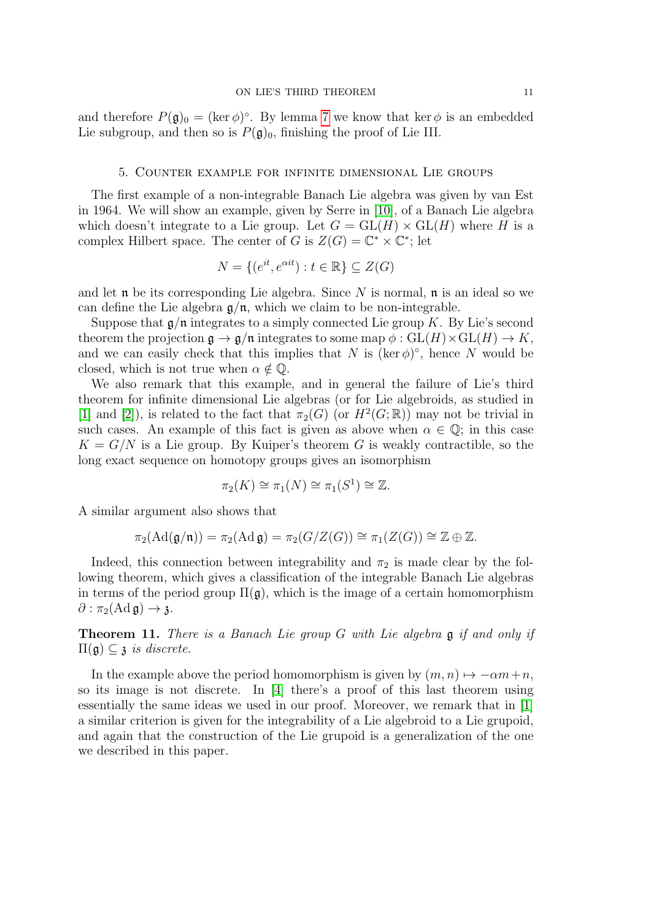and therefore $P(\mathfrak{g})_0 = (\ker\phi)^\circ$. By lemma 7 we know that $\ker\phi$ is an embedded Lie subgroup, and then so is $P(\mathfrak{g})_0$, finishing the proof of Lie III.

## 5. Counter example for infinite dimensional Lie groups

The first example of a non-integrable Banach Lie algebra was given by van Est in 1964. We will show an example, given by Serre in [10], of a Banach Lie algebra which doesn't integrate to a Lie group. Let $G = \mathrm{GL}(H) \times \mathrm{GL}(H)$ where $H$ is a complex Hilbert space. The center of $G$ is $Z(G) = \mathbb{C}^* \times \mathbb{C}^*$; let

$$N = \{(e^{it}, e^{\alpha i t}) : t \in \mathbb{R}\} \subseteq Z(G)$$

and let $\mathfrak{n}$ be its corresponding Lie algebra. Since $N$ is normal, $\mathfrak{n}$ is an ideal so we can define the Lie algebra $\mathfrak{g}/\mathfrak{n}$, which we claim to be non-integrable.

Suppose that $\mathfrak{g}/\mathfrak{n}$ integrates to a simply connected Lie group $K$. By Lie's second theorem the projection $\mathfrak{g} \to \mathfrak{g}/\mathfrak{n}$ integrates to some map $\phi : \mathrm{GL}(H)\times\mathrm{GL}(H) \to K$, and we can easily check that this implies that $N$ is $(\ker\phi)^\circ$, hence $N$ would be closed, which is not true when $\alpha \notin \mathbb{Q}$.

We also remark that this example, and in general the failure of Lie's third theorem for infinite dimensional Lie algebras (or for Lie algebroids, as studied in [1] and [2]), is related to the fact that $\pi_2(G)$ (or $H^2(G;\mathbb{R})$) may not be trivial in such cases. An example of this fact is given as above when $\alpha \in \mathbb{Q}$; in this case $K = G/N$ is a Lie group. By Kuiper's theorem $G$ is weakly contractible, so the long exact sequence on homotopy groups gives an isomorphism

$$\pi_2(K) \cong \pi_1(N) \cong \pi_1(S^1) \cong \mathbb{Z}.$$

A similar argument also shows that

$$\pi_2(\mathrm{Ad}(\mathfrak{g}/\mathfrak{n})) = \pi_2(\mathrm{Ad}\,\mathfrak{g}) = \pi_2(G/Z(G)) \cong \pi_1(Z(G)) \cong \mathbb{Z}\oplus\mathbb{Z}.$$

Indeed, this connection between integrability and $\pi_2$ is made clear by the following theorem, which gives a classification of the integrable Banach Lie algebras in terms of the period group $\Pi(\mathfrak{g})$, which is the image of a certain homomorphism $\partial : \pi_2(\mathrm{Ad}\,\mathfrak{g}) \to \mathfrak{z}$.

**Theorem 11.** *There is a Banach Lie group $G$ with Lie algebra $\mathfrak{g}$ if and only if $\Pi(\mathfrak{g}) \subseteq \mathfrak{z}$ is discrete.*

In the example above the period homomorphism is given by $(m, n) \mapsto -\alpha m + n$, so its image is not discrete. In [4] there's a proof of this last theorem using essentially the same ideas we used in our proof. Moreover, we remark that in [1] a similar criterion is given for the integrability of a Lie algebroid to a Lie grupoid, and again that the construction of the Lie grupoid is a generalization of the one we described in this paper.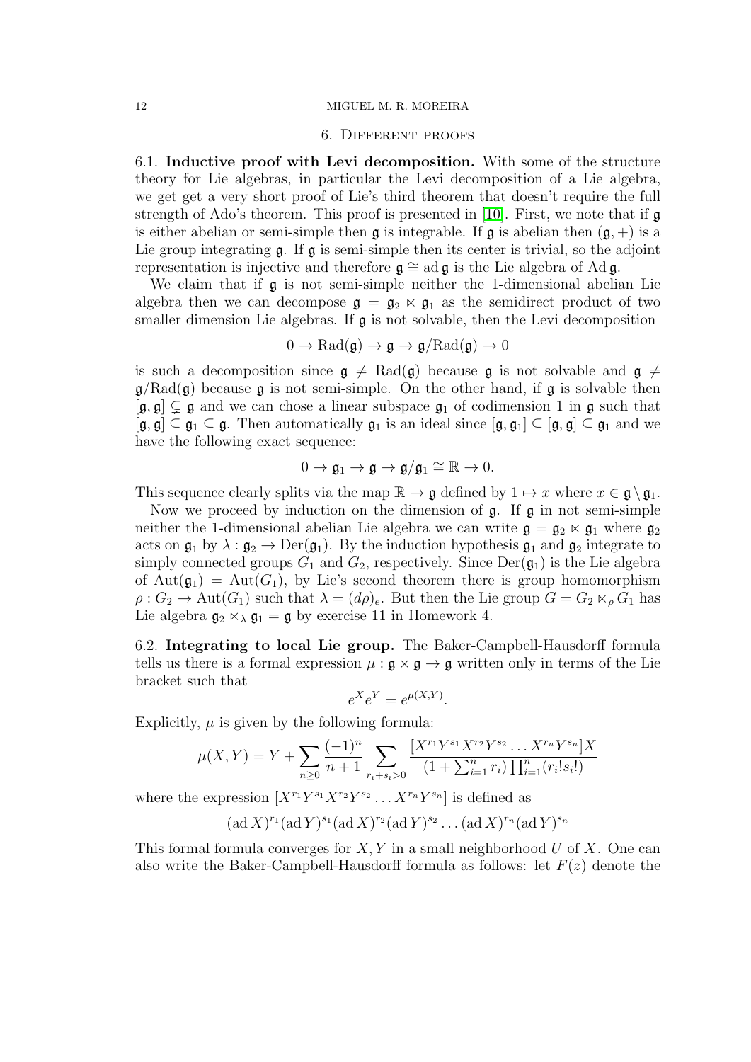## 6. Different proofs

**6.1. Inductive proof with Levi decomposition.** With some of the structure theory for Lie algebras, in particular the Levi decomposition of a Lie algebra, we get get a very short proof of Lie's third theorem that doesn't require the full strength of Ado's theorem. This proof is presented in [10]. First, we note that if $\mathfrak{g}$ is either abelian or semi-simple then $\mathfrak{g}$ is integrable. If $\mathfrak{g}$ is abelian then $(\mathfrak{g}, +)$ is a Lie group integrating $\mathfrak{g}$. If $\mathfrak{g}$ is semi-simple then its center is trivial, so the adjoint representation is injective and therefore $\mathfrak{g} \cong \operatorname{ad}\mathfrak{g}$ is the Lie algebra of $\operatorname{Ad}\mathfrak{g}$.

We claim that if $\mathfrak{g}$ is not semi-simple neither the 1-dimensional abelian Lie algebra then we can decompose $\mathfrak{g} = \mathfrak{g}_2 \ltimes \mathfrak{g}_1$ as the semidirect product of two smaller dimension Lie algebras. If $\mathfrak{g}$ is not solvable, then the Levi decomposition

$$0 \to \operatorname{Rad}(\mathfrak{g}) \to \mathfrak{g} \to \mathfrak{g}/\operatorname{Rad}(\mathfrak{g}) \to 0$$

is such a decomposition since $\mathfrak{g} \neq \operatorname{Rad}(\mathfrak{g})$ because $\mathfrak{g}$ is not solvable and $\mathfrak{g} \neq \mathfrak{g}/\operatorname{Rad}(\mathfrak{g})$ because $\mathfrak{g}$ is not semi-simple. On the other hand, if $\mathfrak{g}$ is solvable then $[\mathfrak{g}, \mathfrak{g}] \subsetneq \mathfrak{g}$ and we can chose a linear subspace $\mathfrak{g}_1$ of codimension 1 in $\mathfrak{g}$ such that $[\mathfrak{g}, \mathfrak{g}] \subseteq \mathfrak{g}_1 \subseteq \mathfrak{g}$. Then automatically $\mathfrak{g}_1$ is an ideal since $[\mathfrak{g}, \mathfrak{g}_1] \subseteq [\mathfrak{g}, \mathfrak{g}] \subseteq \mathfrak{g}_1$ and we have the following exact sequence:

$$0 \to \mathfrak{g}_1 \to \mathfrak{g} \to \mathfrak{g}/\mathfrak{g}_1 \cong \mathbb{R} \to 0.$$

This sequence clearly splits via the map $\mathbb{R} \to \mathfrak{g}$ defined by $1 \mapsto x$ where $x \in \mathfrak{g} \setminus \mathfrak{g}_1$.

Now we proceed by induction on the dimension of $\mathfrak{g}$. If $\mathfrak{g}$ in not semi-simple neither the 1-dimensional abelian Lie algebra we can write $\mathfrak{g} = \mathfrak{g}_2 \ltimes \mathfrak{g}_1$ where $\mathfrak{g}_2$ acts on $\mathfrak{g}_1$ by $\lambda : \mathfrak{g}_2 \to \operatorname{Der}(\mathfrak{g}_1)$. By the induction hypothesis $\mathfrak{g}_1$ and $\mathfrak{g}_2$ integrate to simply connected groups $G_1$ and $G_2$, respectively. Since $\operatorname{Der}(\mathfrak{g}_1)$ is the Lie algebra of $\operatorname{Aut}(\mathfrak{g}_1) = \operatorname{Aut}(G_1)$, by Lie's second theorem there is group homomorphism $\rho : G_2 \to \operatorname{Aut}(G_1)$ such that $\lambda = (d\rho)_e$. But then the Lie group $G = G_2 \ltimes_\rho G_1$ has Lie algebra $\mathfrak{g}_2 \ltimes_\lambda \mathfrak{g}_1 = \mathfrak{g}$ by exercise 11 in Homework 4.

**6.2. Integrating to local Lie group.** The Baker-Campbell-Hausdorff formula tells us there is a formal expression $\mu : \mathfrak{g} \times \mathfrak{g} \to \mathfrak{g}$ written only in terms of the Lie bracket such that

$$e^X e^Y = e^{\mu(X,Y)}.$$

Explicitly, $\mu$ is given by the following formula:

$$\mu(X,Y) = Y + \sum_{n \geq 0} \frac{(-1)^n}{n+1} \sum_{r_i + s_i > 0} \frac{[X^{r_1} Y^{s_1} X^{r_2} Y^{s_2} \dots X^{r_n} Y^{s_n}] X}{(1 + \sum_{i=1}^n r_i) \prod_{i=1}^n (r_i! s_i!)}$$

where the expression $[X^{r_1} Y^{s_1} X^{r_2} Y^{s_2} \dots X^{r_n} Y^{s_n}]$ is defined as

$$(\operatorname{ad} X)^{r_1} (\operatorname{ad} Y)^{s_1} (\operatorname{ad} X)^{r_2} (\operatorname{ad} Y)^{s_2} \dots (\operatorname{ad} X)^{r_n} (\operatorname{ad} Y)^{s_n}$$

This formal formula converges for $X, Y$ in a small neighborhood $U$ of $X$. One can also write the Baker-Campbell-Hausdorff formula as follows: let $F(z)$ denote the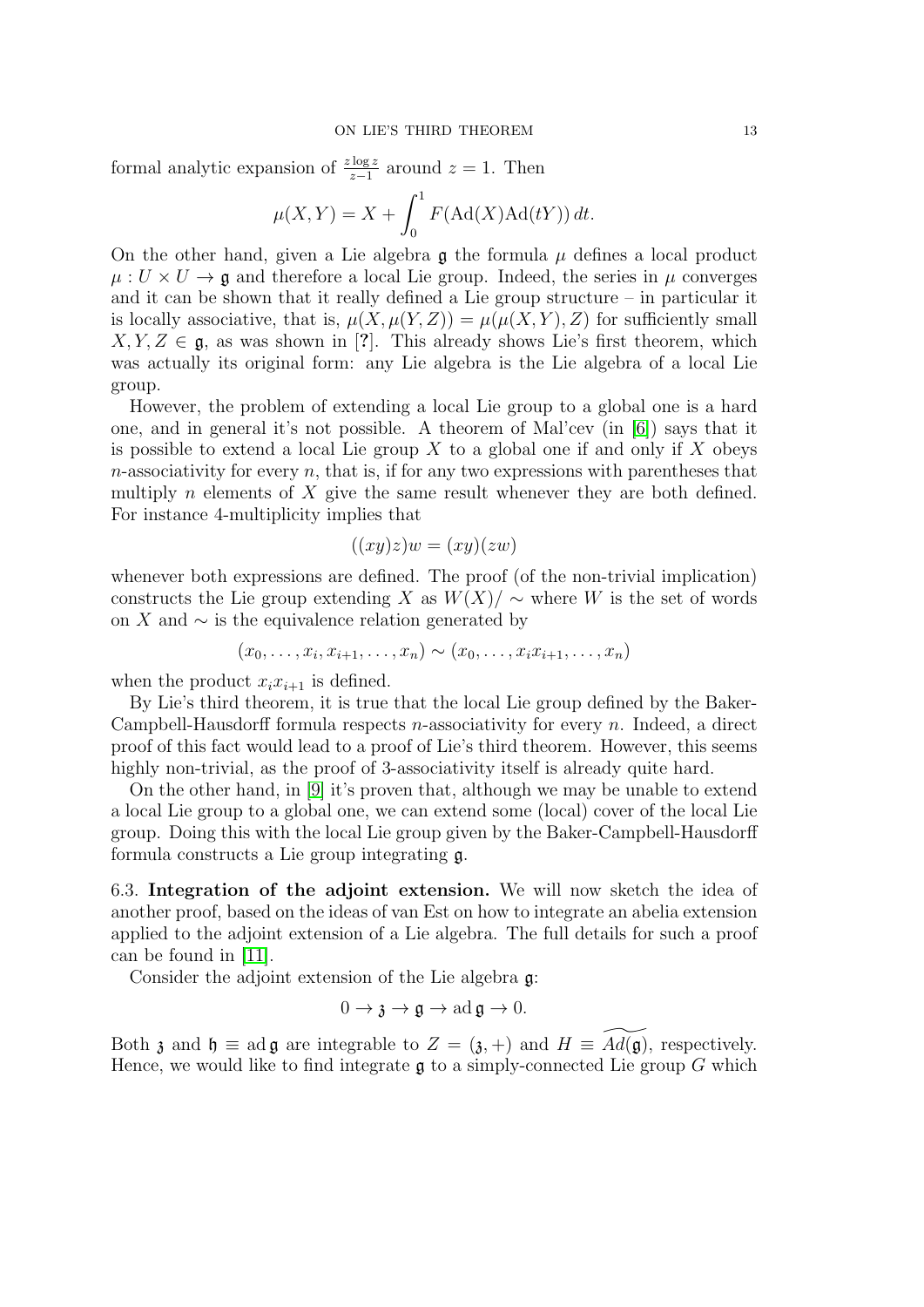formal analytic expansion of $\frac{z \log z}{z-1}$ around $z = 1$. Then

$$\mu(X,Y) = X + \int_0^1 F(\mathrm{Ad}(X)\mathrm{Ad}(tY))\, dt.$$

On the other hand, given a Lie algebra $\mathfrak{g}$ the formula $\mu$ defines a local product $\mu : U \times U \to \mathfrak{g}$ and therefore a local Lie group. Indeed, the series in $\mu$ converges and it can be shown that it really defined a Lie group structure – in particular it is locally associative, that is, $\mu(X, \mu(Y, Z)) = \mu(\mu(X, Y), Z)$ for sufficiently small $X, Y, Z \in \mathfrak{g}$, as was shown in [?]. This already shows Lie's first theorem, which was actually its original form: any Lie algebra is the Lie algebra of a local Lie group.

However, the problem of extending a local Lie group to a global one is a hard one, and in general it's not possible. A theorem of Mal'cev (in [6]) says that it is possible to extend a local Lie group $X$ to a global one if and only if $X$ obeys $n$-associativity for every $n$, that is, if for any two expressions with parentheses that multiply $n$ elements of $X$ give the same result whenever they are both defined. For instance 4-multiplicity implies that

$$((xy)z)w = (xy)(zw)$$

whenever both expressions are defined. The proof (of the non-trivial implication) constructs the Lie group extending $X$ as $W(X)/\sim$ where $W$ is the set of words on $X$ and $\sim$ is the equivalence relation generated by

$$(x_0, \ldots, x_i, x_{i+1}, \ldots, x_n) \sim (x_0, \ldots, x_i x_{i+1}, \ldots, x_n)$$

when the product $x_i x_{i+1}$ is defined.

By Lie's third theorem, it is true that the local Lie group defined by the Baker-Campbell-Hausdorff formula respects $n$-associativity for every $n$. Indeed, a direct proof of this fact would lead to a proof of Lie's third theorem. However, this seems highly non-trivial, as the proof of 3-associativity itself is already quite hard.

On the other hand, in [9] it's proven that, although we may be unable to extend a local Lie group to a global one, we can extend some (local) cover of the local Lie group. Doing this with the local Lie group given by the Baker-Campbell-Hausdorff formula constructs a Lie group integrating $\mathfrak{g}$.

**6.3. Integration of the adjoint extension.** We will now sketch the idea of another proof, based on the ideas of van Est on how to integrate an abelia extension applied to the adjoint extension of a Lie algebra. The full details for such a proof can be found in [11].

Consider the adjoint extension of the Lie algebra $\mathfrak{g}$:

$$0 \to \mathfrak{z} \to \mathfrak{g} \to \mathrm{ad}\, \mathfrak{g} \to 0.$$

Both $\mathfrak{z}$ and $\mathfrak{h} \equiv \mathrm{ad}\, \mathfrak{g}$ are integrable to $Z = (\mathfrak{z}, +)$ and $H \equiv \widetilde{Ad(\mathfrak{g})}$, respectively. Hence, we would like to find integrate $\mathfrak{g}$ to a simply-connected Lie group $G$ which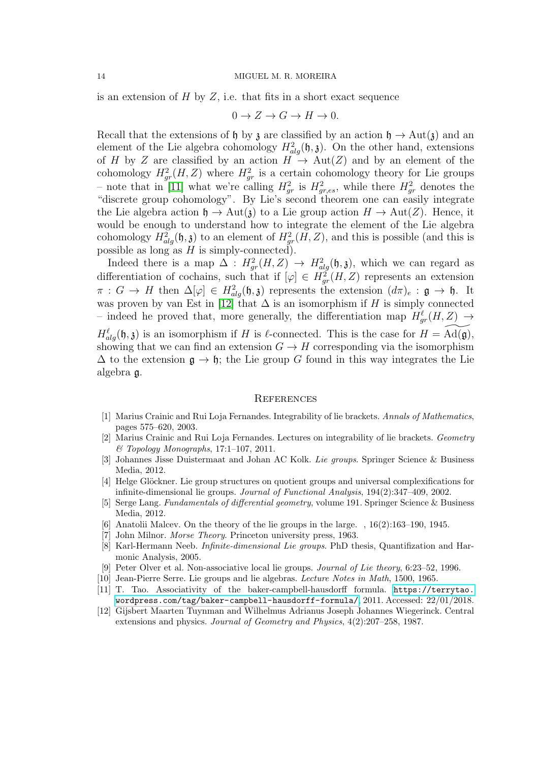is an extension of $H$ by $Z$, i.e. that fits in a short exact sequence

$$0 \to Z \to G \to H \to 0.$$

Recall that the extensions of $\mathfrak{h}$ by $\mathfrak{z}$ are classified by an action $\mathfrak{h} \to \mathrm{Aut}(\mathfrak{z})$ and an element of the Lie algebra cohomology $H^2_{alg}(\mathfrak{h}, \mathfrak{z})$. On the other hand, extensions of $H$ by $Z$ are classified by an action $H \to \mathrm{Aut}(Z)$ and by an element of the cohomology $H^2_{gr}(H, Z)$ where $H^2_{gr}$ is a certain cohomology theory for Lie groups – note that in [11] what we're calling $H^2_{gr}$ is $H^2_{gr,es}$, while there $H^2_{gr}$ denotes the "discrete group cohomology". By Lie's second theorem one can easily integrate the Lie algebra action $\mathfrak{h} \to \mathrm{Aut}(\mathfrak{z})$ to a Lie group action $H \to \mathrm{Aut}(Z)$. Hence, it would be enough to understand how to integrate the element of the Lie algebra cohomology $H^2_{alg}(\mathfrak{h}, \mathfrak{z})$ to an element of $H^2_{gr}(H, Z)$, and this is possible (and this is possible as long as $H$ is simply-connected).

Indeed there is a map $\Delta : H^2_{gr}(H, Z) \to H^2_{alg}(\mathfrak{h}, \mathfrak{z})$, which we can regard as differentiation of cochains, such that if $[\varphi] \in H^2_{gr}(H, Z)$ represents an extension $\pi : G \to H$ then $\Delta[\varphi] \in H^2_{alg}(\mathfrak{h}, \mathfrak{z})$ represents the extension $(d\pi)_e : \mathfrak{g} \to \mathfrak{h}$. It was proven by van Est in [12] that $\Delta$ is an isomorphism if $H$ is simply connected – indeed he proved that, more generally, the differentiation map $H^\ell_{gr}(H, Z) \to H^\ell_{alg}(\mathfrak{h}, \mathfrak{z})$ is an isomorphism if $H$ is $\ell$-connected. This is the case for $H = \widetilde{\mathrm{Ad}(\mathfrak{g})}$, showing that we can find an extension $G \to H$ corresponding via the isomorphism $\Delta$ to the extension $\mathfrak{g} \to \mathfrak{h}$; the Lie group $G$ found in this way integrates the Lie algebra $\mathfrak{g}$.

## References

[1] Marius Crainic and Rui Loja Fernandes. Integrability of lie brackets. *Annals of Mathematics*, pages 575–620, 2003.

[2] Marius Crainic and Rui Loja Fernandes. Lectures on integrability of lie brackets. *Geometry & Topology Monographs*, 17:1–107, 2011.

[3] Johannes Jisse Duistermaat and Johan AC Kolk. *Lie groups*. Springer Science & Business Media, 2012.

[4] Helge Glöckner. Lie group structures on quotient groups and universal complexifications for infinite-dimensional lie groups. *Journal of Functional Analysis*, 194(2):347–409, 2002.

[5] Serge Lang. *Fundamentals of differential geometry*, volume 191. Springer Science & Business Media, 2012.

[6] Anatolii Malcev. On the theory of the lie groups in the large. , 16(2):163–190, 1945.

[7] John Milnor. *Morse Theory*. Princeton university press, 1963.

[8] Karl-Hermann Neeb. *Infinite-dimensional Lie groups*. PhD thesis, Quantification and Harmonic Analysis, 2005.

[9] Peter Olver et al. Non-associative local lie groups. *Journal of Lie theory*, 6:23–52, 1996.

[10] Jean-Pierre Serre. Lie groups and lie algebras. *Lecture Notes in Math*, 1500, 1965.

[11] T. Tao. Associativity of the baker-campbell-hausdorff formula. https://terrytao.wordpress.com/tag/baker-campbell-hausdorff-formula/, 2011. Accessed: 22/01/2018.

[12] Gijsbert Maarten Tuynman and Wilhelmus Adrianus Joseph Johannes Wiegerinck. Central extensions and physics. *Journal of Geometry and Physics*, 4(2):207–258, 1987.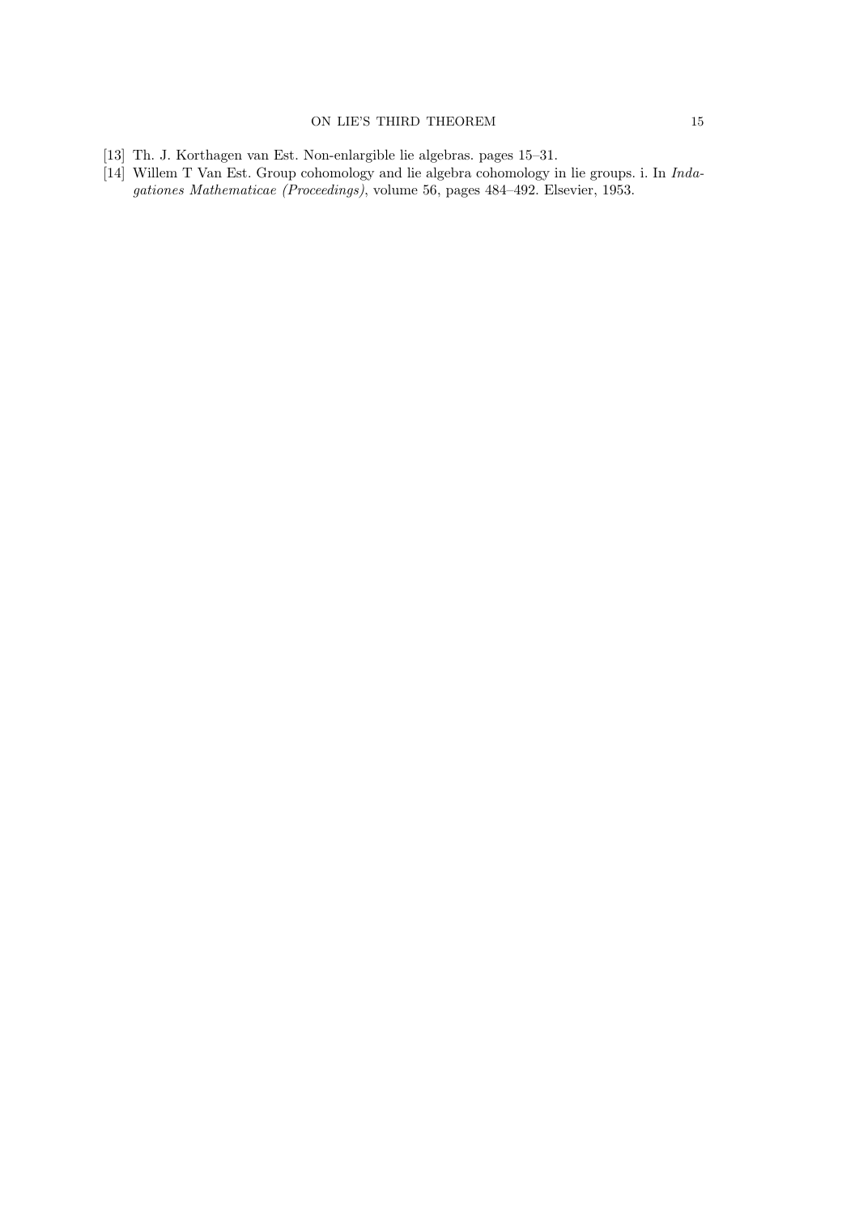[13] Th. J. Korthagen van Est. Non-enlargible lie algebras. pages 15–31.

[14] Willem T Van Est. Group cohomology and lie algebra cohomology in lie groups. i. In *Indagationes Mathematicae (Proceedings)*, volume 56, pages 484–492. Elsevier, 1953.